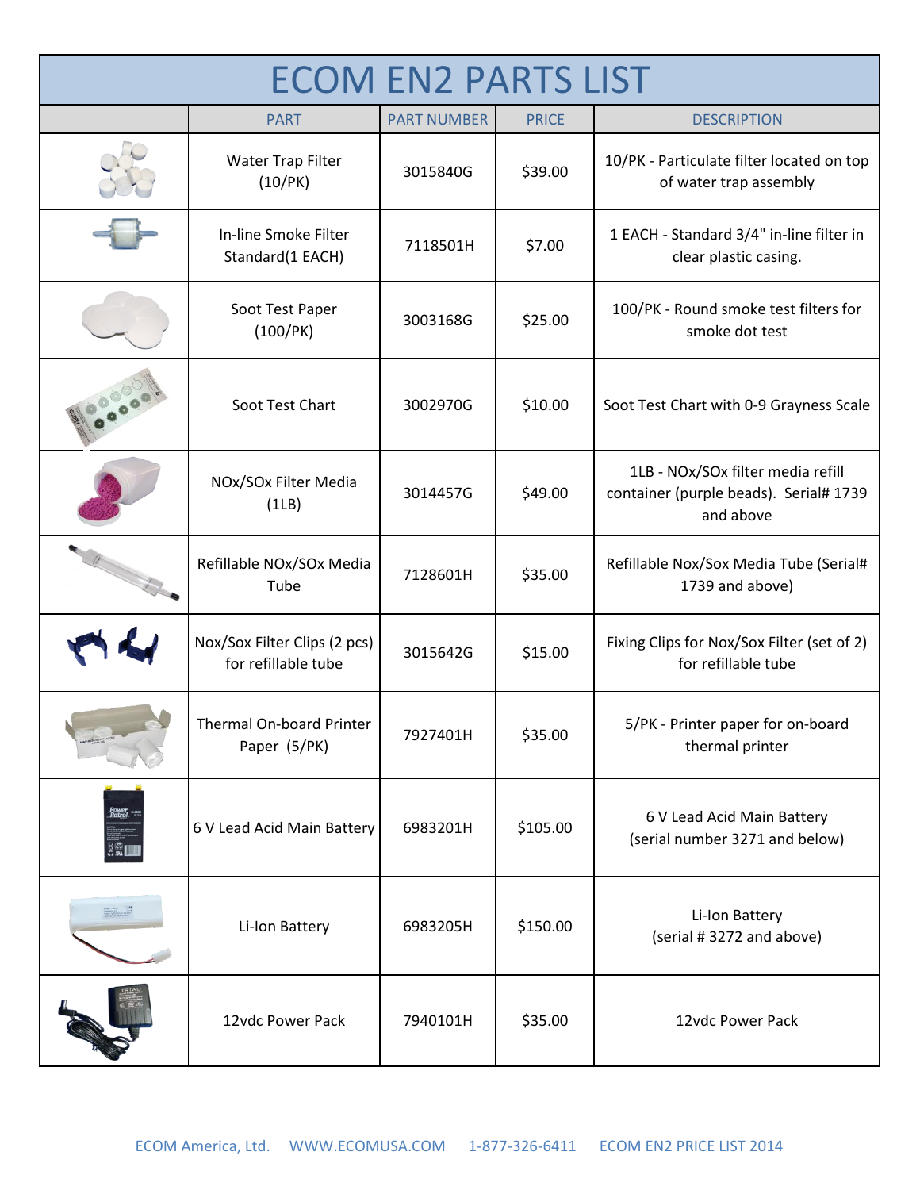# ECOM EN2 PARTS LIST

| | PART | PART NUMBER | PRICE | DESCRIPTION |
|---|---|---|---|---|
| | Water Trap Filter (10/PK) | 3015840G | $39.00 | 10/PK - Particulate filter located on top of water trap assembly |
| | In-line Smoke Filter Standard(1 EACH) | 7118501H | $7.00 | 1 EACH - Standard 3/4" in-line filter in clear plastic casing. |
| | Soot Test Paper (100/PK) | 3003168G | $25.00 | 100/PK - Round smoke test filters for smoke dot test |
| | Soot Test Chart | 3002970G | $10.00 | Soot Test Chart with 0-9 Grayness Scale |
| | NOx/SOx Filter Media (1LB) | 3014457G | $49.00 | 1LB - NOx/SOx filter media refill container (purple beads). Serial# 1739 and above |
| | Refillable NOx/SOx Media Tube | 7128601H | $35.00 | Refillable Nox/Sox Media Tube (Serial# 1739 and above) |
| | Nox/Sox Filter Clips (2 pcs) for refillable tube | 3015642G | $15.00 | Fixing Clips for Nox/Sox Filter (set of 2) for refillable tube |
| | Thermal On-board Printer Paper (5/PK) | 7927401H | $35.00 | 5/PK - Printer paper for on-board thermal printer |
| | 6 V Lead Acid Main Battery | 6983201H | $105.00 | 6 V Lead Acid Main Battery (serial number 3271 and below) |
| | Li-Ion Battery | 6983205H | $150.00 | Li-Ion Battery (serial # 3272 and above) |
| | 12vdc Power Pack | 7940101H | $35.00 | 12vdc Power Pack |

ECOM America, Ltd. WWW.ECOMUSA.COM 1-877-326-6411 ECOM EN2 PRICE LIST 2014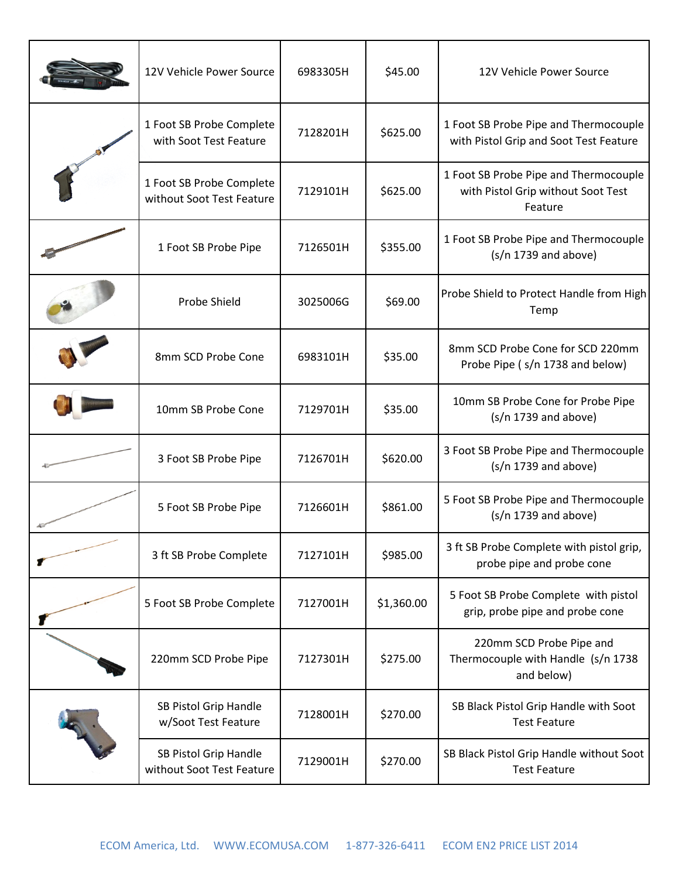| | | | | |
|---|---|---|---|---|
| | 12V Vehicle Power Source | 6983305H | $45.00 | 12V Vehicle Power Source |
| | 1 Foot SB Probe Complete with Soot Test Feature | 7128201H | $625.00 | 1 Foot SB Probe Pipe and Thermocouple with Pistol Grip and Soot Test Feature |
| | 1 Foot SB Probe Complete without Soot Test Feature | 7129101H | $625.00 | 1 Foot SB Probe Pipe and Thermocouple with Pistol Grip without Soot Test Feature |
| | 1 Foot SB Probe Pipe | 7126501H | $355.00 | 1 Foot SB Probe Pipe and Thermocouple (s/n 1739 and above) |
| | Probe Shield | 3025006G | $69.00 | Probe Shield to Protect Handle from High Temp |
| | 8mm SCD Probe Cone | 6983101H | $35.00 | 8mm SCD Probe Cone for SCD 220mm Probe Pipe ( s/n 1738 and below) |
| | 10mm SB Probe Cone | 7129701H | $35.00 | 10mm SB Probe Cone for Probe Pipe (s/n 1739 and above) |
| | 3 Foot SB Probe Pipe | 7126701H | $620.00 | 3 Foot SB Probe Pipe and Thermocouple (s/n 1739 and above) |
| | 5 Foot SB Probe Pipe | 7126601H | $861.00 | 5 Foot SB Probe Pipe and Thermocouple (s/n 1739 and above) |
| | 3 ft SB Probe Complete | 7127101H | $985.00 | 3 ft SB Probe Complete with pistol grip, probe pipe and probe cone |
| | 5 Foot SB Probe Complete | 7127001H | $1,360.00 | 5 Foot SB Probe Complete with pistol grip, probe pipe and probe cone |
| | 220mm SCD Probe Pipe | 7127301H | $275.00 | 220mm SCD Probe Pipe and Thermocouple with Handle (s/n 1738 and below) |
| | SB Pistol Grip Handle w/Soot Test Feature | 7128001H | $270.00 | SB Black Pistol Grip Handle with Soot Test Feature |
| | SB Pistol Grip Handle without Soot Test Feature | 7129001H | $270.00 | SB Black Pistol Grip Handle without Soot Test Feature |

ECOM America, Ltd. WWW.ECOMUSA.COM 1-877-326-6411 ECOM EN2 PRICE LIST 2014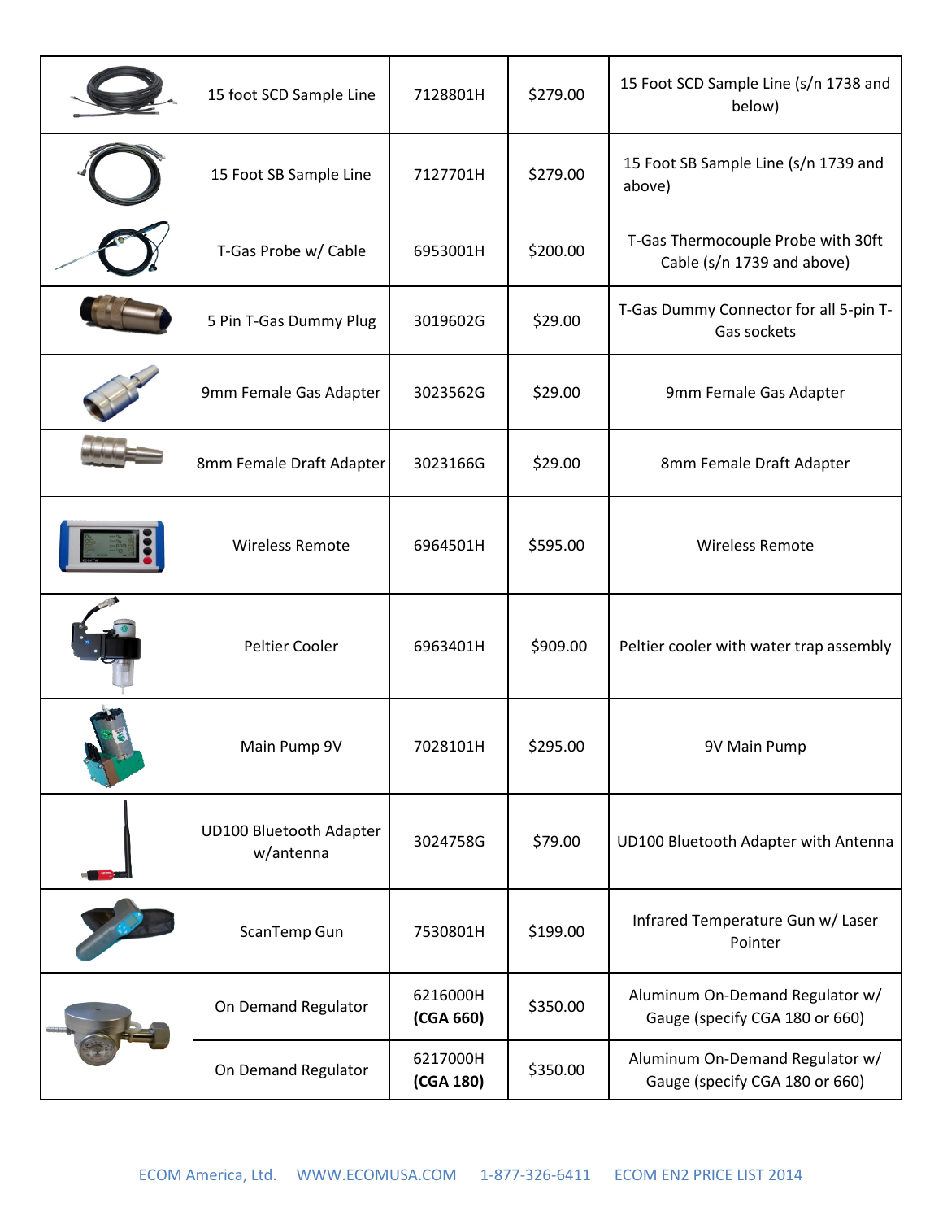| | | | | |
|---|---|---|---|---|
| | 15 foot SCD Sample Line | 7128801H | $279.00 | 15 Foot SCD Sample Line (s/n 1738 and below) |
| | 15 Foot SB Sample Line | 7127701H | $279.00 | 15 Foot SB Sample Line (s/n 1739 and above) |
| | T-Gas Probe w/ Cable | 6953001H | $200.00 | T-Gas Thermocouple Probe with 30ft Cable (s/n 1739 and above) |
| | 5 Pin T-Gas Dummy Plug | 3019602G | $29.00 | T-Gas Dummy Connector for all 5-pin T-Gas sockets |
| | 9mm Female Gas Adapter | 3023562G | $29.00 | 9mm Female Gas Adapter |
| | 8mm Female Draft Adapter | 3023166G | $29.00 | 8mm Female Draft Adapter |
| | Wireless Remote | 6964501H | $595.00 | Wireless Remote |
| | Peltier Cooler | 6963401H | $909.00 | Peltier cooler with water trap assembly |
| | Main Pump 9V | 7028101H | $295.00 | 9V Main Pump |
| | UD100 Bluetooth Adapter w/antenna | 3024758G | $79.00 | UD100 Bluetooth Adapter with Antenna |
| | ScanTemp Gun | 7530801H | $199.00 | Infrared Temperature Gun w/ Laser Pointer |
| | On Demand Regulator | 6216000H **(CGA 660)** | $350.00 | Aluminum On-Demand Regulator w/ Gauge (specify CGA 180 or 660) |
| | On Demand Regulator | 6217000H **(CGA 180)** | $350.00 | Aluminum On-Demand Regulator w/ Gauge (specify CGA 180 or 660) |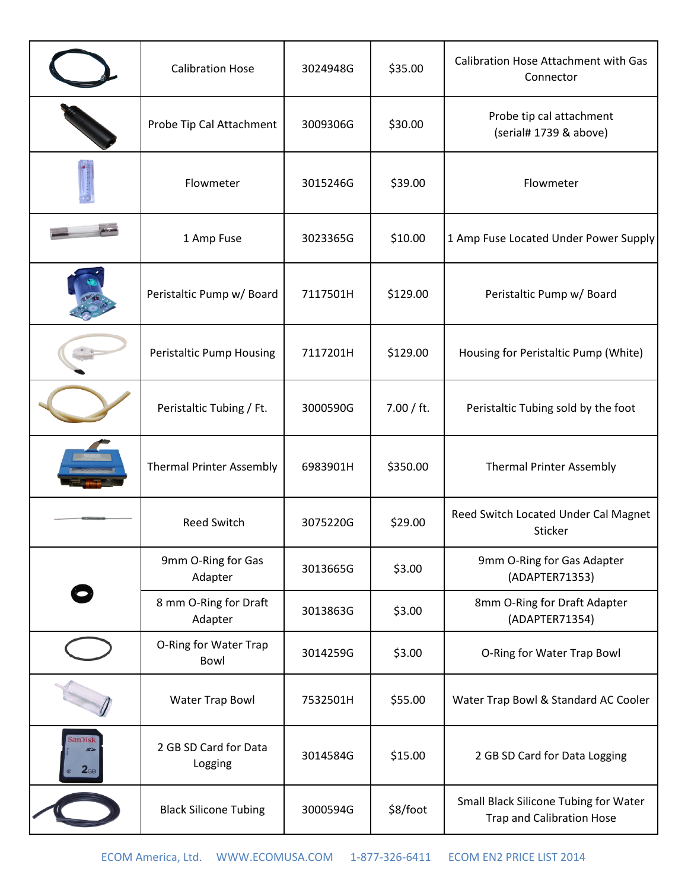| | | | | |
|---|---|---|---|---|
| | Calibration Hose | 3024948G | $35.00 | Calibration Hose Attachment with Gas Connector |
| | Probe Tip Cal Attachment | 3009306G | $30.00 | Probe tip cal attachment (serial# 1739 & above) |
| | Flowmeter | 3015246G | $39.00 | Flowmeter |
| | 1 Amp Fuse | 3023365G | $10.00 | 1 Amp Fuse Located Under Power Supply |
| | Peristaltic Pump w/ Board | 7117501H | $129.00 | Peristaltic Pump w/ Board |
| | Peristaltic Pump Housing | 7117201H | $129.00 | Housing for Peristaltic Pump (White) |
| | Peristaltic Tubing / Ft. | 3000590G | 7.00 / ft. | Peristaltic Tubing sold by the foot |
| | Thermal Printer Assembly | 6983901H | $350.00 | Thermal Printer Assembly |
| | Reed Switch | 3075220G | $29.00 | Reed Switch Located Under Cal Magnet Sticker |
| | 9mm O-Ring for Gas Adapter | 3013665G | $3.00 | 9mm O-Ring for Gas Adapter (ADAPTER71353) |
| | 8 mm O-Ring for Draft Adapter | 3013863G | $3.00 | 8mm O-Ring for Draft Adapter (ADAPTER71354) |
| | O-Ring for Water Trap Bowl | 3014259G | $3.00 | O-Ring for Water Trap Bowl |
| | Water Trap Bowl | 7532501H | $55.00 | Water Trap Bowl & Standard AC Cooler |
| | 2 GB SD Card for Data Logging | 3014584G | $15.00 | 2 GB SD Card for Data Logging |
| | Black Silicone Tubing | 3000594G | $8/foot | Small Black Silicone Tubing for Water Trap and Calibration Hose |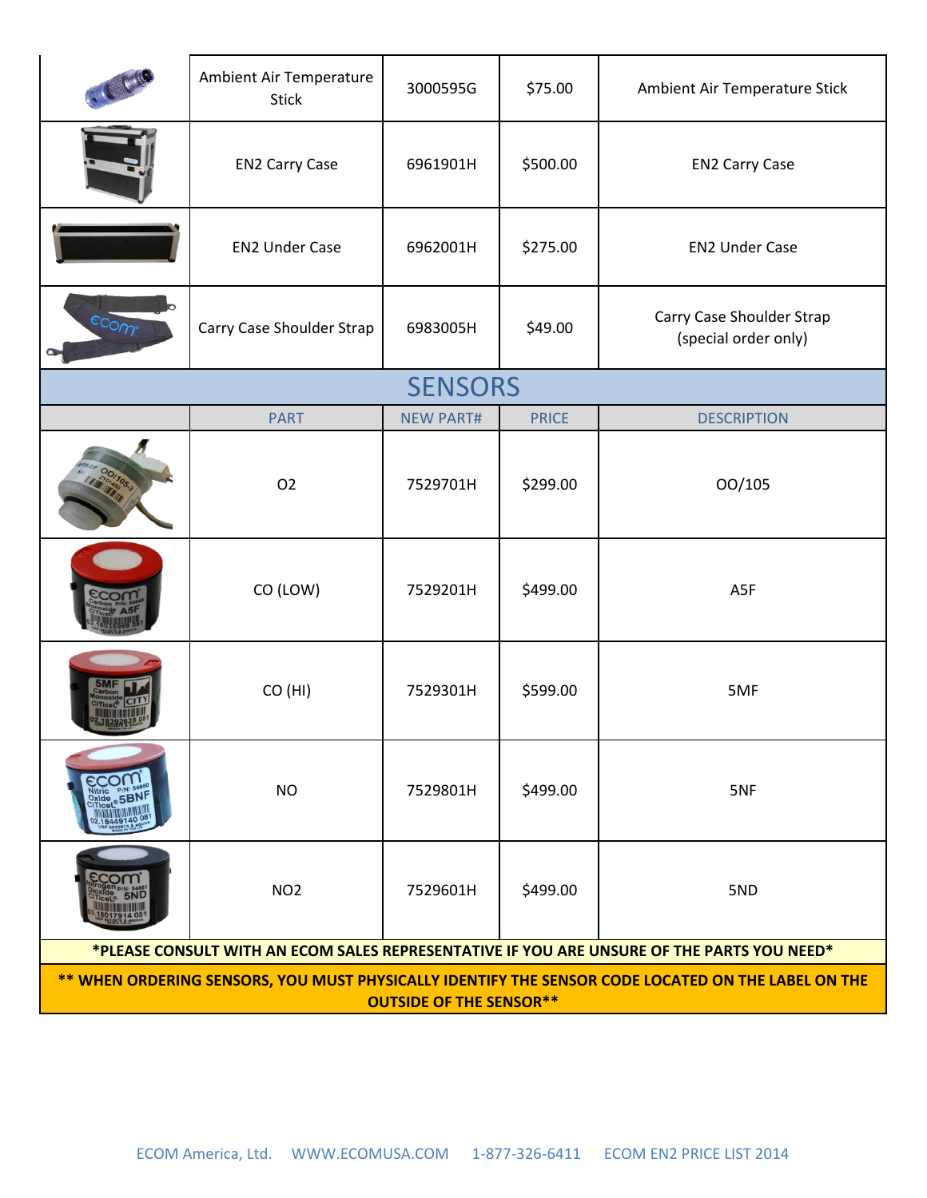| | | | | |
|---|---|---|---|---|
| | Ambient Air Temperature Stick | 3000595G | $75.00 | Ambient Air Temperature Stick |
| | EN2 Carry Case | 6961901H | $500.00 | EN2 Carry Case |
| | EN2 Under Case | 6962001H | $275.00 | EN2 Under Case |
| | Carry Case Shoulder Strap | 6983005H | $49.00 | Carry Case Shoulder Strap (special order only) |

## SENSORS

| | PART | NEW PART# | PRICE | DESCRIPTION |
|---|---|---|---|---|
| | O2 | 7529701H | $299.00 | OO/105 |
| | CO (LOW) | 7529201H | $499.00 | A5F |
| | CO (HI) | 7529301H | $599.00 | 5MF |
| | NO | 7529801H | $499.00 | 5NF |
| | NO2 | 7529601H | $499.00 | 5ND |

**\*PLEASE CONSULT WITH AN ECOM SALES REPRESENTATIVE IF YOU ARE UNSURE OF THE PARTS YOU NEED\***

**\*\* WHEN ORDERING SENSORS, YOU MUST PHYSICALLY IDENTIFY THE SENSOR CODE LOCATED ON THE LABEL ON THE OUTSIDE OF THE SENSOR\*\***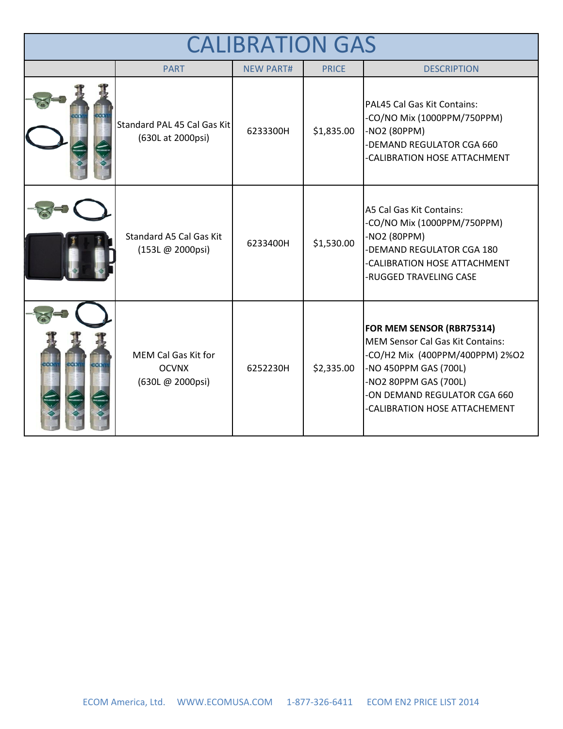# CALIBRATION GAS

| | PART | NEW PART# | PRICE | DESCRIPTION |
|---|---|---|---|---|
| | Standard PAL 45 Cal Gas Kit (630L at 2000psi) | 6233300H | $1,835.00 | PAL45 Cal Gas Kit Contains:<br>-CO/NO Mix (1000PPM/750PPM)<br>-NO2 (80PPM)<br>-DEMAND REGULATOR CGA 660<br>-CALIBRATION HOSE ATTACHMENT |
| | Standard A5 Cal Gas Kit (153L @ 2000psi) | 6233400H | $1,530.00 | A5 Cal Gas Kit Contains:<br>-CO/NO Mix (1000PPM/750PPM)<br>-NO2 (80PPM)<br>-DEMAND REGULATOR CGA 180<br>-CALIBRATION HOSE ATTACHMENT<br>-RUGGED TRAVELING CASE |
| | MEM Cal Gas Kit for OCVNX (630L @ 2000psi) | 6252230H | $2,335.00 | **FOR MEM SENSOR (RBR75314)**<br>MEM Sensor Cal Gas Kit Contains:<br>-CO/H2 Mix (400PPM/400PPM) 2%O2<br>-NO 450PPM GAS (700L)<br>-NO2 80PPM GAS (700L)<br>-ON DEMAND REGULATOR CGA 660<br>-CALIBRATION HOSE ATTACHEMENT |